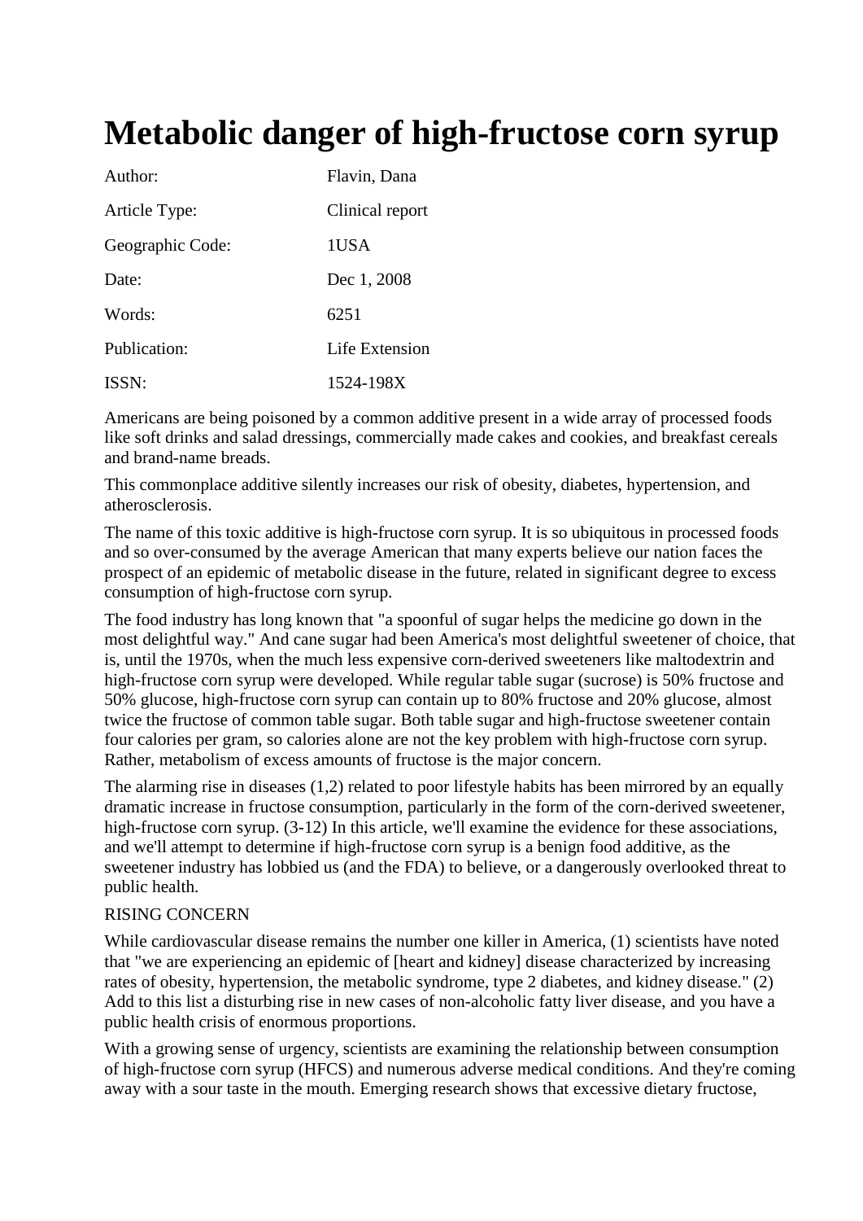# Metabolic danger of high-fructose corn syrup

| | |
|---|---|
| Author: | Flavin, Dana |
| Article Type: | Clinical report |
| Geographic Code: | 1USA |
| Date: | Dec 1, 2008 |
| Words: | 6251 |
| Publication: | Life Extension |
| ISSN: | 1524-198X |

Americans are being poisoned by a common additive present in a wide array of processed foods like soft drinks and salad dressings, commercially made cakes and cookies, and breakfast cereals and brand-name breads.

This commonplace additive silently increases our risk of obesity, diabetes, hypertension, and atherosclerosis.

The name of this toxic additive is high-fructose corn syrup. It is so ubiquitous in processed foods and so over-consumed by the average American that many experts believe our nation faces the prospect of an epidemic of metabolic disease in the future, related in significant degree to excess consumption of high-fructose corn syrup.

The food industry has long known that "a spoonful of sugar helps the medicine go down in the most delightful way." And cane sugar had been America's most delightful sweetener of choice, that is, until the 1970s, when the much less expensive corn-derived sweeteners like maltodextrin and high-fructose corn syrup were developed. While regular table sugar (sucrose) is 50% fructose and 50% glucose, high-fructose corn syrup can contain up to 80% fructose and 20% glucose, almost twice the fructose of common table sugar. Both table sugar and high-fructose sweetener contain four calories per gram, so calories alone are not the key problem with high-fructose corn syrup. Rather, metabolism of excess amounts of fructose is the major concern.

The alarming rise in diseases (1,2) related to poor lifestyle habits has been mirrored by an equally dramatic increase in fructose consumption, particularly in the form of the corn-derived sweetener, high-fructose corn syrup. (3-12) In this article, we'll examine the evidence for these associations, and we'll attempt to determine if high-fructose corn syrup is a benign food additive, as the sweetener industry has lobbied us (and the FDA) to believe, or a dangerously overlooked threat to public health.

RISING CONCERN

While cardiovascular disease remains the number one killer in America, (1) scientists have noted that "we are experiencing an epidemic of [heart and kidney] disease characterized by increasing rates of obesity, hypertension, the metabolic syndrome, type 2 diabetes, and kidney disease." (2) Add to this list a disturbing rise in new cases of non-alcoholic fatty liver disease, and you have a public health crisis of enormous proportions.

With a growing sense of urgency, scientists are examining the relationship between consumption of high-fructose corn syrup (HFCS) and numerous adverse medical conditions. And they're coming away with a sour taste in the mouth. Emerging research shows that excessive dietary fructose,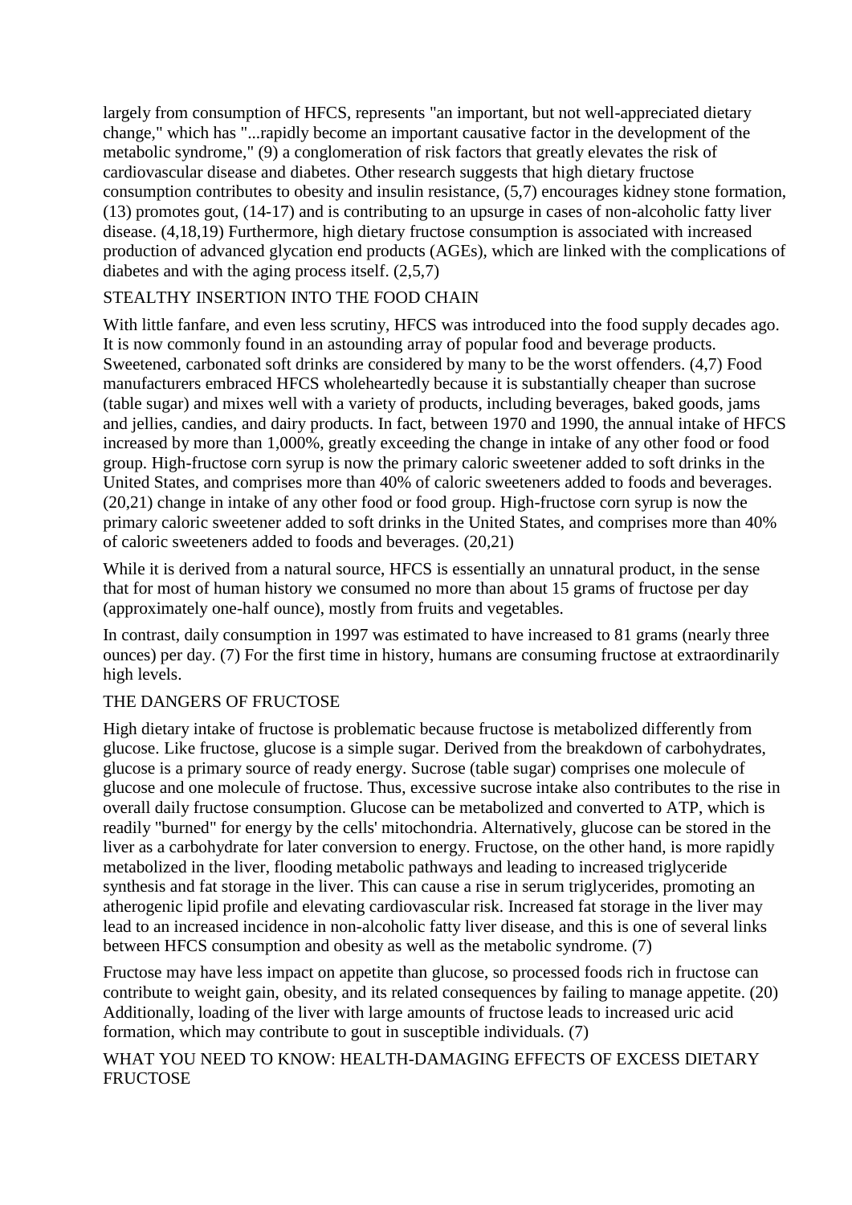largely from consumption of HFCS, represents "an important, but not well-appreciated dietary change," which has "...rapidly become an important causative factor in the development of the metabolic syndrome," (9) a conglomeration of risk factors that greatly elevates the risk of cardiovascular disease and diabetes. Other research suggests that high dietary fructose consumption contributes to obesity and insulin resistance, (5,7) encourages kidney stone formation, (13) promotes gout, (14-17) and is contributing to an upsurge in cases of non-alcoholic fatty liver disease. (4,18,19) Furthermore, high dietary fructose consumption is associated with increased production of advanced glycation end products (AGEs), which are linked with the complications of diabetes and with the aging process itself. (2,5,7)

## STEALTHY INSERTION INTO THE FOOD CHAIN

With little fanfare, and even less scrutiny, HFCS was introduced into the food supply decades ago. It is now commonly found in an astounding array of popular food and beverage products. Sweetened, carbonated soft drinks are considered by many to be the worst offenders. (4,7) Food manufacturers embraced HFCS wholeheartedly because it is substantially cheaper than sucrose (table sugar) and mixes well with a variety of products, including beverages, baked goods, jams and jellies, candies, and dairy products. In fact, between 1970 and 1990, the annual intake of HFCS increased by more than 1,000%, greatly exceeding the change in intake of any other food or food group. High-fructose corn syrup is now the primary caloric sweetener added to soft drinks in the United States, and comprises more than 40% of caloric sweeteners added to foods and beverages. (20,21) change in intake of any other food or food group. High-fructose corn syrup is now the primary caloric sweetener added to soft drinks in the United States, and comprises more than 40% of caloric sweeteners added to foods and beverages. (20,21)

While it is derived from a natural source, HFCS is essentially an unnatural product, in the sense that for most of human history we consumed no more than about 15 grams of fructose per day (approximately one-half ounce), mostly from fruits and vegetables.

In contrast, daily consumption in 1997 was estimated to have increased to 81 grams (nearly three ounces) per day. (7) For the first time in history, humans are consuming fructose at extraordinarily high levels.

## THE DANGERS OF FRUCTOSE

High dietary intake of fructose is problematic because fructose is metabolized differently from glucose. Like fructose, glucose is a simple sugar. Derived from the breakdown of carbohydrates, glucose is a primary source of ready energy. Sucrose (table sugar) comprises one molecule of glucose and one molecule of fructose. Thus, excessive sucrose intake also contributes to the rise in overall daily fructose consumption. Glucose can be metabolized and converted to ATP, which is readily "burned" for energy by the cells' mitochondria. Alternatively, glucose can be stored in the liver as a carbohydrate for later conversion to energy. Fructose, on the other hand, is more rapidly metabolized in the liver, flooding metabolic pathways and leading to increased triglyceride synthesis and fat storage in the liver. This can cause a rise in serum triglycerides, promoting an atherogenic lipid profile and elevating cardiovascular risk. Increased fat storage in the liver may lead to an increased incidence in non-alcoholic fatty liver disease, and this is one of several links between HFCS consumption and obesity as well as the metabolic syndrome. (7)

Fructose may have less impact on appetite than glucose, so processed foods rich in fructose can contribute to weight gain, obesity, and its related consequences by failing to manage appetite. (20) Additionally, loading of the liver with large amounts of fructose leads to increased uric acid formation, which may contribute to gout in susceptible individuals. (7)

## WHAT YOU NEED TO KNOW: HEALTH-DAMAGING EFFECTS OF EXCESS DIETARY FRUCTOSE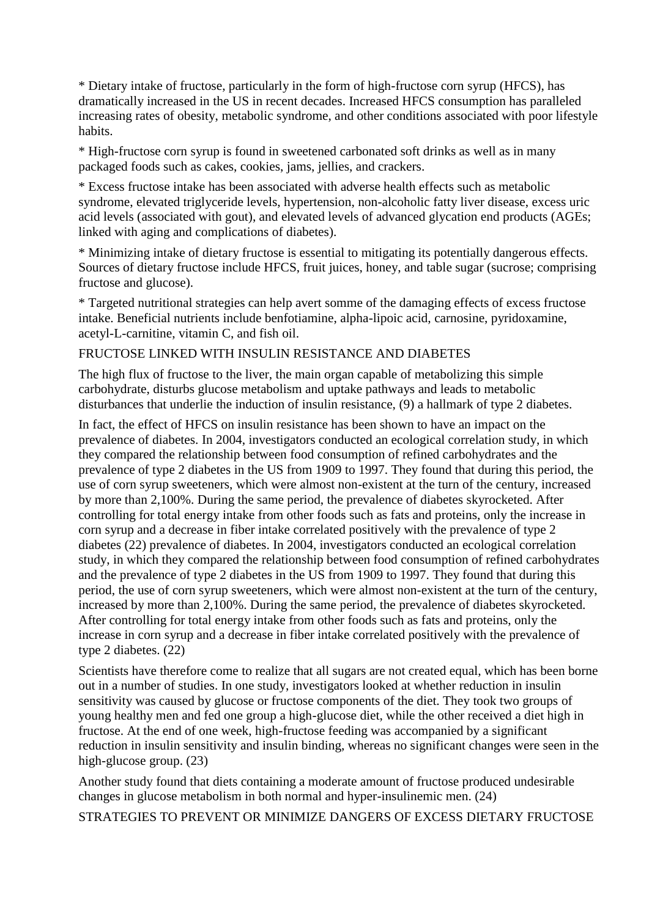* Dietary intake of fructose, particularly in the form of high-fructose corn syrup (HFCS), has dramatically increased in the US in recent decades. Increased HFCS consumption has paralleled increasing rates of obesity, metabolic syndrome, and other conditions associated with poor lifestyle habits.

* High-fructose corn syrup is found in sweetened carbonated soft drinks as well as in many packaged foods such as cakes, cookies, jams, jellies, and crackers.

* Excess fructose intake has been associated with adverse health effects such as metabolic syndrome, elevated triglyceride levels, hypertension, non-alcoholic fatty liver disease, excess uric acid levels (associated with gout), and elevated levels of advanced glycation end products (AGEs; linked with aging and complications of diabetes).

* Minimizing intake of dietary fructose is essential to mitigating its potentially dangerous effects. Sources of dietary fructose include HFCS, fruit juices, honey, and table sugar (sucrose; comprising fructose and glucose).

* Targeted nutritional strategies can help avert somme of the damaging effects of excess fructose intake. Beneficial nutrients include benfotiamine, alpha-lipoic acid, carnosine, pyridoxamine, acetyl-L-carnitine, vitamin C, and fish oil.

FRUCTOSE LINKED WITH INSULIN RESISTANCE AND DIABETES

The high flux of fructose to the liver, the main organ capable of metabolizing this simple carbohydrate, disturbs glucose metabolism and uptake pathways and leads to metabolic disturbances that underlie the induction of insulin resistance, (9) a hallmark of type 2 diabetes.

In fact, the effect of HFCS on insulin resistance has been shown to have an impact on the prevalence of diabetes. In 2004, investigators conducted an ecological correlation study, in which they compared the relationship between food consumption of refined carbohydrates and the prevalence of type 2 diabetes in the US from 1909 to 1997. They found that during this period, the use of corn syrup sweeteners, which were almost non-existent at the turn of the century, increased by more than 2,100%. During the same period, the prevalence of diabetes skyrocketed. After controlling for total energy intake from other foods such as fats and proteins, only the increase in corn syrup and a decrease in fiber intake correlated positively with the prevalence of type 2 diabetes (22) prevalence of diabetes. In 2004, investigators conducted an ecological correlation study, in which they compared the relationship between food consumption of refined carbohydrates and the prevalence of type 2 diabetes in the US from 1909 to 1997. They found that during this period, the use of corn syrup sweeteners, which were almost non-existent at the turn of the century, increased by more than 2,100%. During the same period, the prevalence of diabetes skyrocketed. After controlling for total energy intake from other foods such as fats and proteins, only the increase in corn syrup and a decrease in fiber intake correlated positively with the prevalence of type 2 diabetes. (22)

Scientists have therefore come to realize that all sugars are not created equal, which has been borne out in a number of studies. In one study, investigators looked at whether reduction in insulin sensitivity was caused by glucose or fructose components of the diet. They took two groups of young healthy men and fed one group a high-glucose diet, while the other received a diet high in fructose. At the end of one week, high-fructose feeding was accompanied by a significant reduction in insulin sensitivity and insulin binding, whereas no significant changes were seen in the high-glucose group. (23)

Another study found that diets containing a moderate amount of fructose produced undesirable changes in glucose metabolism in both normal and hyper-insulinemic men. (24)

STRATEGIES TO PREVENT OR MINIMIZE DANGERS OF EXCESS DIETARY FRUCTOSE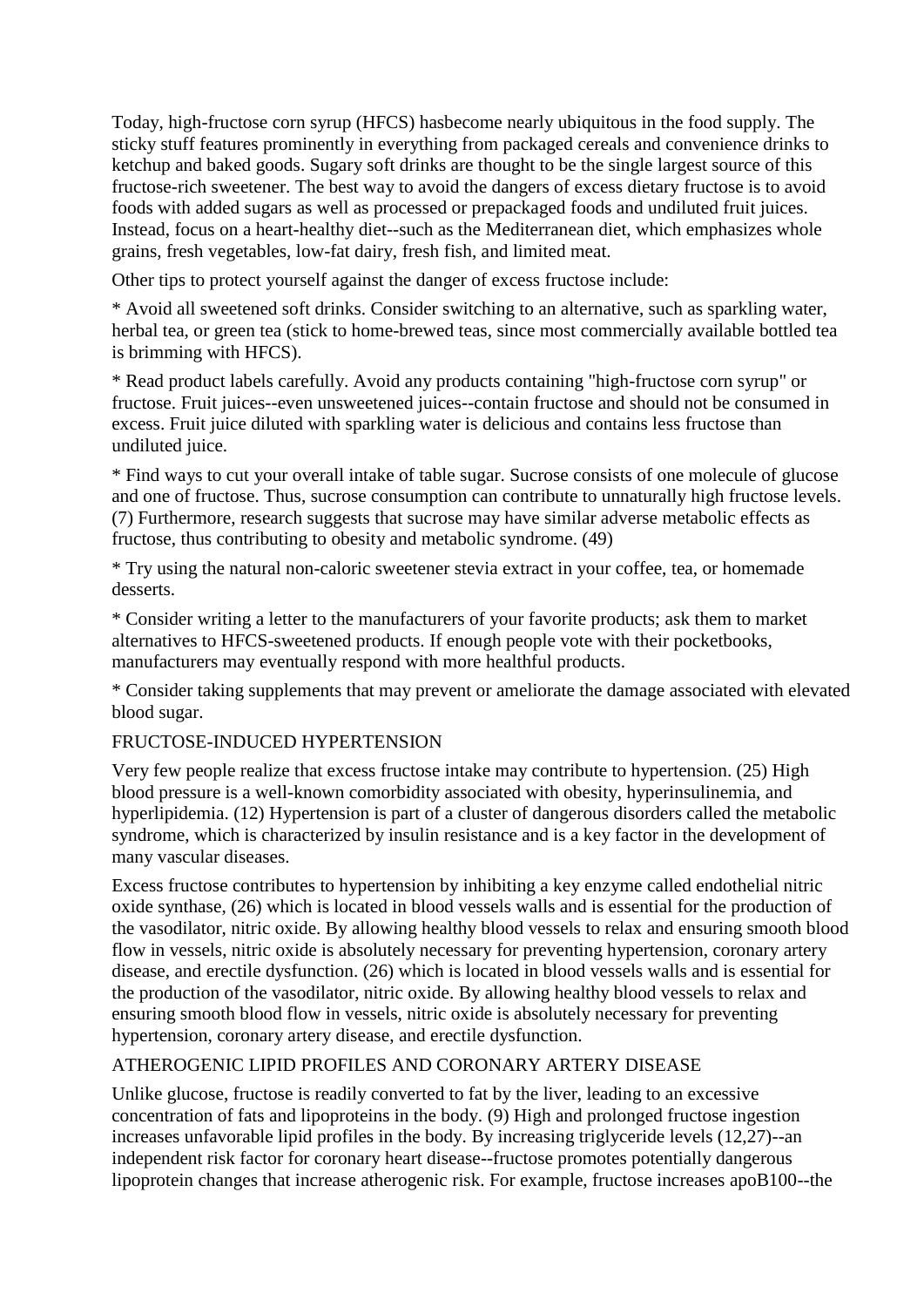Today, high-fructose corn syrup (HFCS) hasbecome nearly ubiquitous in the food supply. The sticky stuff features prominently in everything from packaged cereals and convenience drinks to ketchup and baked goods. Sugary soft drinks are thought to be the single largest source of this fructose-rich sweetener. The best way to avoid the dangers of excess dietary fructose is to avoid foods with added sugars as well as processed or prepackaged foods and undiluted fruit juices. Instead, focus on a heart-healthy diet--such as the Mediterranean diet, which emphasizes whole grains, fresh vegetables, low-fat dairy, fresh fish, and limited meat.

Other tips to protect yourself against the danger of excess fructose include:

* Avoid all sweetened soft drinks. Consider switching to an alternative, such as sparkling water, herbal tea, or green tea (stick to home-brewed teas, since most commercially available bottled tea is brimming with HFCS).

* Read product labels carefully. Avoid any products containing "high-fructose corn syrup" or fructose. Fruit juices--even unsweetened juices--contain fructose and should not be consumed in excess. Fruit juice diluted with sparkling water is delicious and contains less fructose than undiluted juice.

* Find ways to cut your overall intake of table sugar. Sucrose consists of one molecule of glucose and one of fructose. Thus, sucrose consumption can contribute to unnaturally high fructose levels. (7) Furthermore, research suggests that sucrose may have similar adverse metabolic effects as fructose, thus contributing to obesity and metabolic syndrome. (49)

* Try using the natural non-caloric sweetener stevia extract in your coffee, tea, or homemade desserts.

* Consider writing a letter to the manufacturers of your favorite products; ask them to market alternatives to HFCS-sweetened products. If enough people vote with their pocketbooks, manufacturers may eventually respond with more healthful products.

* Consider taking supplements that may prevent or ameliorate the damage associated with elevated blood sugar.

FRUCTOSE-INDUCED HYPERTENSION

Very few people realize that excess fructose intake may contribute to hypertension. (25) High blood pressure is a well-known comorbidity associated with obesity, hyperinsulinemia, and hyperlipidemia. (12) Hypertension is part of a cluster of dangerous disorders called the metabolic syndrome, which is characterized by insulin resistance and is a key factor in the development of many vascular diseases.

Excess fructose contributes to hypertension by inhibiting a key enzyme called endothelial nitric oxide synthase, (26) which is located in blood vessels walls and is essential for the production of the vasodilator, nitric oxide. By allowing healthy blood vessels to relax and ensuring smooth blood flow in vessels, nitric oxide is absolutely necessary for preventing hypertension, coronary artery disease, and erectile dysfunction. (26) which is located in blood vessels walls and is essential for the production of the vasodilator, nitric oxide. By allowing healthy blood vessels to relax and ensuring smooth blood flow in vessels, nitric oxide is absolutely necessary for preventing hypertension, coronary artery disease, and erectile dysfunction.

ATHEROGENIC LIPID PROFILES AND CORONARY ARTERY DISEASE

Unlike glucose, fructose is readily converted to fat by the liver, leading to an excessive concentration of fats and lipoproteins in the body. (9) High and prolonged fructose ingestion increases unfavorable lipid profiles in the body. By increasing triglyceride levels (12,27)--an independent risk factor for coronary heart disease--fructose promotes potentially dangerous lipoprotein changes that increase atherogenic risk. For example, fructose increases apoB100--the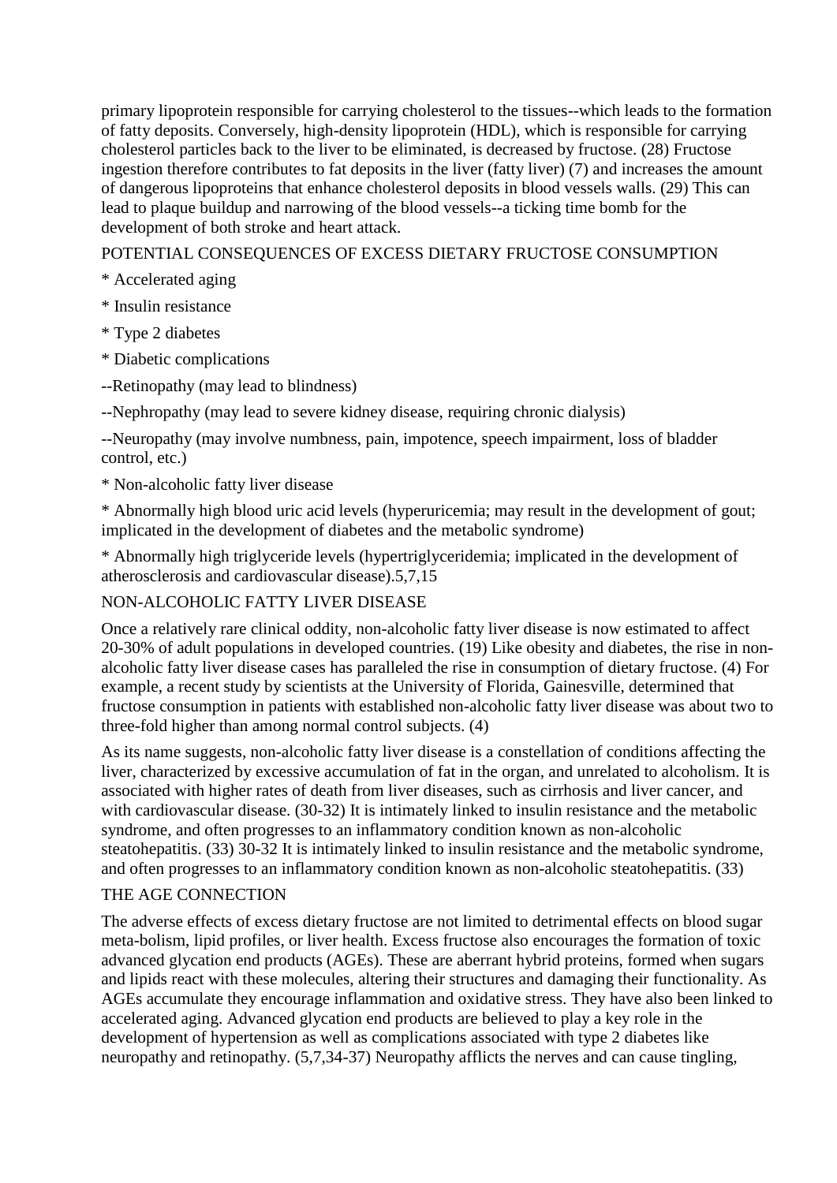primary lipoprotein responsible for carrying cholesterol to the tissues--which leads to the formation of fatty deposits. Conversely, high-density lipoprotein (HDL), which is responsible for carrying cholesterol particles back to the liver to be eliminated, is decreased by fructose. (28) Fructose ingestion therefore contributes to fat deposits in the liver (fatty liver) (7) and increases the amount of dangerous lipoproteins that enhance cholesterol deposits in blood vessels walls. (29) This can lead to plaque buildup and narrowing of the blood vessels--a ticking time bomb for the development of both stroke and heart attack.

POTENTIAL CONSEQUENCES OF EXCESS DIETARY FRUCTOSE CONSUMPTION

* Accelerated aging

* Insulin resistance

* Type 2 diabetes

* Diabetic complications

--Retinopathy (may lead to blindness)

--Nephropathy (may lead to severe kidney disease, requiring chronic dialysis)

--Neuropathy (may involve numbness, pain, impotence, speech impairment, loss of bladder control, etc.)

* Non-alcoholic fatty liver disease

* Abnormally high blood uric acid levels (hyperuricemia; may result in the development of gout; implicated in the development of diabetes and the metabolic syndrome)

* Abnormally high triglyceride levels (hypertriglyceridemia; implicated in the development of atherosclerosis and cardiovascular disease).5,7,15

NON-ALCOHOLIC FATTY LIVER DISEASE

Once a relatively rare clinical oddity, non-alcoholic fatty liver disease is now estimated to affect 20-30% of adult populations in developed countries. (19) Like obesity and diabetes, the rise in non-alcoholic fatty liver disease cases has paralleled the rise in consumption of dietary fructose. (4) For example, a recent study by scientists at the University of Florida, Gainesville, determined that fructose consumption in patients with established non-alcoholic fatty liver disease was about two to three-fold higher than among normal control subjects. (4)

As its name suggests, non-alcoholic fatty liver disease is a constellation of conditions affecting the liver, characterized by excessive accumulation of fat in the organ, and unrelated to alcoholism. It is associated with higher rates of death from liver diseases, such as cirrhosis and liver cancer, and with cardiovascular disease. (30-32) It is intimately linked to insulin resistance and the metabolic syndrome, and often progresses to an inflammatory condition known as non-alcoholic steatohepatitis. (33) 30-32 It is intimately linked to insulin resistance and the metabolic syndrome, and often progresses to an inflammatory condition known as non-alcoholic steatohepatitis. (33)

THE AGE CONNECTION

The adverse effects of excess dietary fructose are not limited to detrimental effects on blood sugar meta-bolism, lipid profiles, or liver health. Excess fructose also encourages the formation of toxic advanced glycation end products (AGEs). These are aberrant hybrid proteins, formed when sugars and lipids react with these molecules, altering their structures and damaging their functionality. As AGEs accumulate they encourage inflammation and oxidative stress. They have also been linked to accelerated aging. Advanced glycation end products are believed to play a key role in the development of hypertension as well as complications associated with type 2 diabetes like neuropathy and retinopathy. (5,7,34-37) Neuropathy afflicts the nerves and can cause tingling,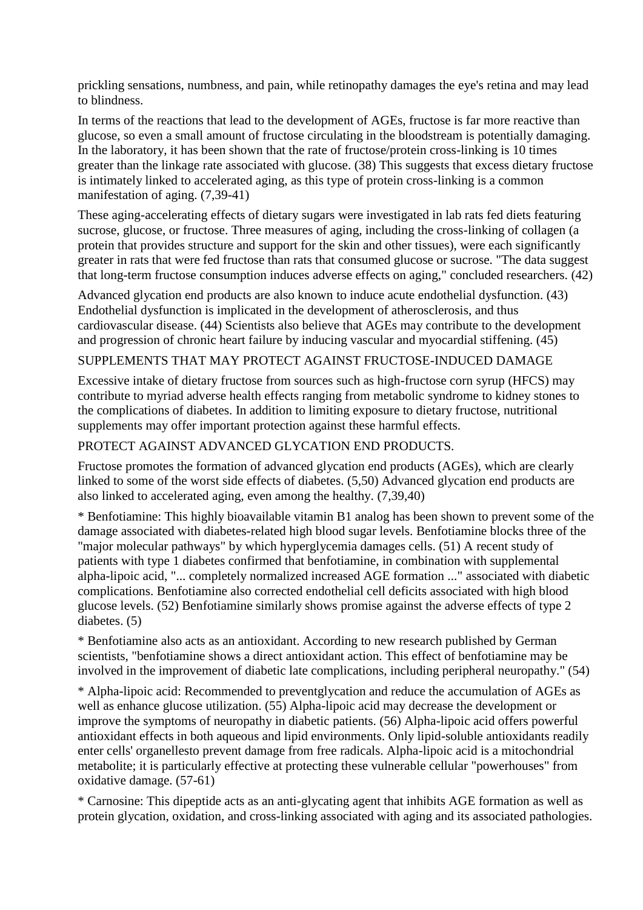prickling sensations, numbness, and pain, while retinopathy damages the eye's retina and may lead to blindness.

In terms of the reactions that lead to the development of AGEs, fructose is far more reactive than glucose, so even a small amount of fructose circulating in the bloodstream is potentially damaging. In the laboratory, it has been shown that the rate of fructose/protein cross-linking is 10 times greater than the linkage rate associated with glucose. (38) This suggests that excess dietary fructose is intimately linked to accelerated aging, as this type of protein cross-linking is a common manifestation of aging. (7,39-41)

These aging-accelerating effects of dietary sugars were investigated in lab rats fed diets featuring sucrose, glucose, or fructose. Three measures of aging, including the cross-linking of collagen (a protein that provides structure and support for the skin and other tissues), were each significantly greater in rats that were fed fructose than rats that consumed glucose or sucrose. "The data suggest that long-term fructose consumption induces adverse effects on aging," concluded researchers. (42)

Advanced glycation end products are also known to induce acute endothelial dysfunction. (43) Endothelial dysfunction is implicated in the development of atherosclerosis, and thus cardiovascular disease. (44) Scientists also believe that AGEs may contribute to the development and progression of chronic heart failure by inducing vascular and myocardial stiffening. (45)

SUPPLEMENTS THAT MAY PROTECT AGAINST FRUCTOSE-INDUCED DAMAGE

Excessive intake of dietary fructose from sources such as high-fructose corn syrup (HFCS) may contribute to myriad adverse health effects ranging from metabolic syndrome to kidney stones to the complications of diabetes. In addition to limiting exposure to dietary fructose, nutritional supplements may offer important protection against these harmful effects.

PROTECT AGAINST ADVANCED GLYCATION END PRODUCTS.

Fructose promotes the formation of advanced glycation end products (AGEs), which are clearly linked to some of the worst side effects of diabetes. (5,50) Advanced glycation end products are also linked to accelerated aging, even among the healthy. (7,39,40)

* Benfotiamine: This highly bioavailable vitamin B1 analog has been shown to prevent some of the damage associated with diabetes-related high blood sugar levels. Benfotiamine blocks three of the "major molecular pathways" by which hyperglycemia damages cells. (51) A recent study of patients with type 1 diabetes confirmed that benfotiamine, in combination with supplemental alpha-lipoic acid, "... completely normalized increased AGE formation ..." associated with diabetic complications. Benfotiamine also corrected endothelial cell deficits associated with high blood glucose levels. (52) Benfotiamine similarly shows promise against the adverse effects of type 2 diabetes. (5)

* Benfotiamine also acts as an antioxidant. According to new research published by German scientists, "benfotiamine shows a direct antioxidant action. This effect of benfotiamine may be involved in the improvement of diabetic late complications, including peripheral neuropathy." (54)

* Alpha-lipoic acid: Recommended to preventglycation and reduce the accumulation of AGEs as well as enhance glucose utilization. (55) Alpha-lipoic acid may decrease the development or improve the symptoms of neuropathy in diabetic patients. (56) Alpha-lipoic acid offers powerful antioxidant effects in both aqueous and lipid environments. Only lipid-soluble antioxidants readily enter cells' organellesto prevent damage from free radicals. Alpha-lipoic acid is a mitochondrial metabolite; it is particularly effective at protecting these vulnerable cellular "powerhouses" from oxidative damage. (57-61)

* Carnosine: This dipeptide acts as an anti-glycating agent that inhibits AGE formation as well as protein glycation, oxidation, and cross-linking associated with aging and its associated pathologies.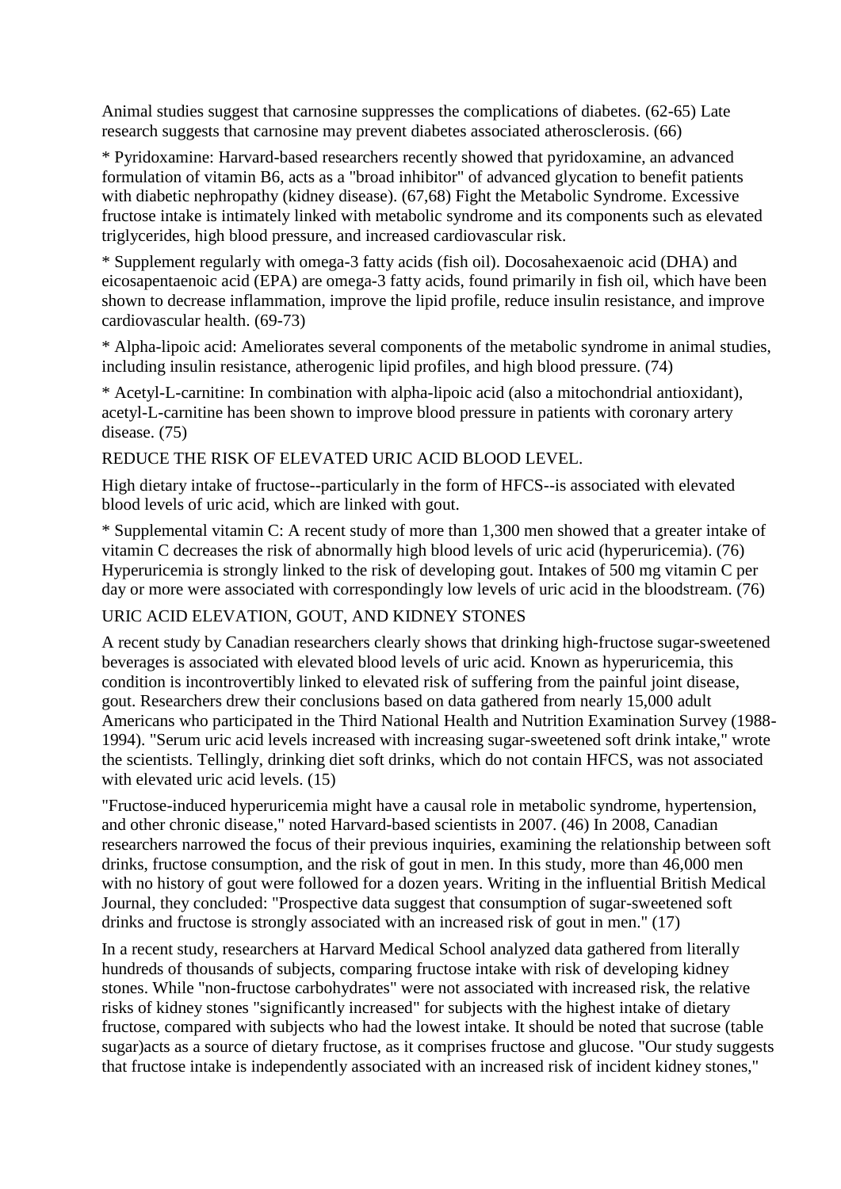Animal studies suggest that carnosine suppresses the complications of diabetes. (62-65) Late research suggests that carnosine may prevent diabetes associated atherosclerosis. (66)

* Pyridoxamine: Harvard-based researchers recently showed that pyridoxamine, an advanced formulation of vitamin B6, acts as a "broad inhibitor" of advanced glycation to benefit patients with diabetic nephropathy (kidney disease). (67,68) Fight the Metabolic Syndrome. Excessive fructose intake is intimately linked with metabolic syndrome and its components such as elevated triglycerides, high blood pressure, and increased cardiovascular risk.

* Supplement regularly with omega-3 fatty acids (fish oil). Docosahexaenoic acid (DHA) and eicosapentaenoic acid (EPA) are omega-3 fatty acids, found primarily in fish oil, which have been shown to decrease inflammation, improve the lipid profile, reduce insulin resistance, and improve cardiovascular health. (69-73)

* Alpha-lipoic acid: Ameliorates several components of the metabolic syndrome in animal studies, including insulin resistance, atherogenic lipid profiles, and high blood pressure. (74)

* Acetyl-L-carnitine: In combination with alpha-lipoic acid (also a mitochondrial antioxidant), acetyl-L-carnitine has been shown to improve blood pressure in patients with coronary artery disease. (75)

REDUCE THE RISK OF ELEVATED URIC ACID BLOOD LEVEL.

High dietary intake of fructose--particularly in the form of HFCS--is associated with elevated blood levels of uric acid, which are linked with gout.

* Supplemental vitamin C: A recent study of more than 1,300 men showed that a greater intake of vitamin C decreases the risk of abnormally high blood levels of uric acid (hyperuricemia). (76) Hyperuricemia is strongly linked to the risk of developing gout. Intakes of 500 mg vitamin C per day or more were associated with correspondingly low levels of uric acid in the bloodstream. (76)

URIC ACID ELEVATION, GOUT, AND KIDNEY STONES

A recent study by Canadian researchers clearly shows that drinking high-fructose sugar-sweetened beverages is associated with elevated blood levels of uric acid. Known as hyperuricemia, this condition is incontrovertibly linked to elevated risk of suffering from the painful joint disease, gout. Researchers drew their conclusions based on data gathered from nearly 15,000 adult Americans who participated in the Third National Health and Nutrition Examination Survey (1988-1994). "Serum uric acid levels increased with increasing sugar-sweetened soft drink intake," wrote the scientists. Tellingly, drinking diet soft drinks, which do not contain HFCS, was not associated with elevated uric acid levels. (15)

"Fructose-induced hyperuricemia might have a causal role in metabolic syndrome, hypertension, and other chronic disease," noted Harvard-based scientists in 2007. (46) In 2008, Canadian researchers narrowed the focus of their previous inquiries, examining the relationship between soft drinks, fructose consumption, and the risk of gout in men. In this study, more than 46,000 men with no history of gout were followed for a dozen years. Writing in the influential British Medical Journal, they concluded: "Prospective data suggest that consumption of sugar-sweetened soft drinks and fructose is strongly associated with an increased risk of gout in men." (17)

In a recent study, researchers at Harvard Medical School analyzed data gathered from literally hundreds of thousands of subjects, comparing fructose intake with risk of developing kidney stones. While "non-fructose carbohydrates" were not associated with increased risk, the relative risks of kidney stones "significantly increased" for subjects with the highest intake of dietary fructose, compared with subjects who had the lowest intake. It should be noted that sucrose (table sugar)acts as a source of dietary fructose, as it comprises fructose and glucose. "Our study suggests that fructose intake is independently associated with an increased risk of incident kidney stones,"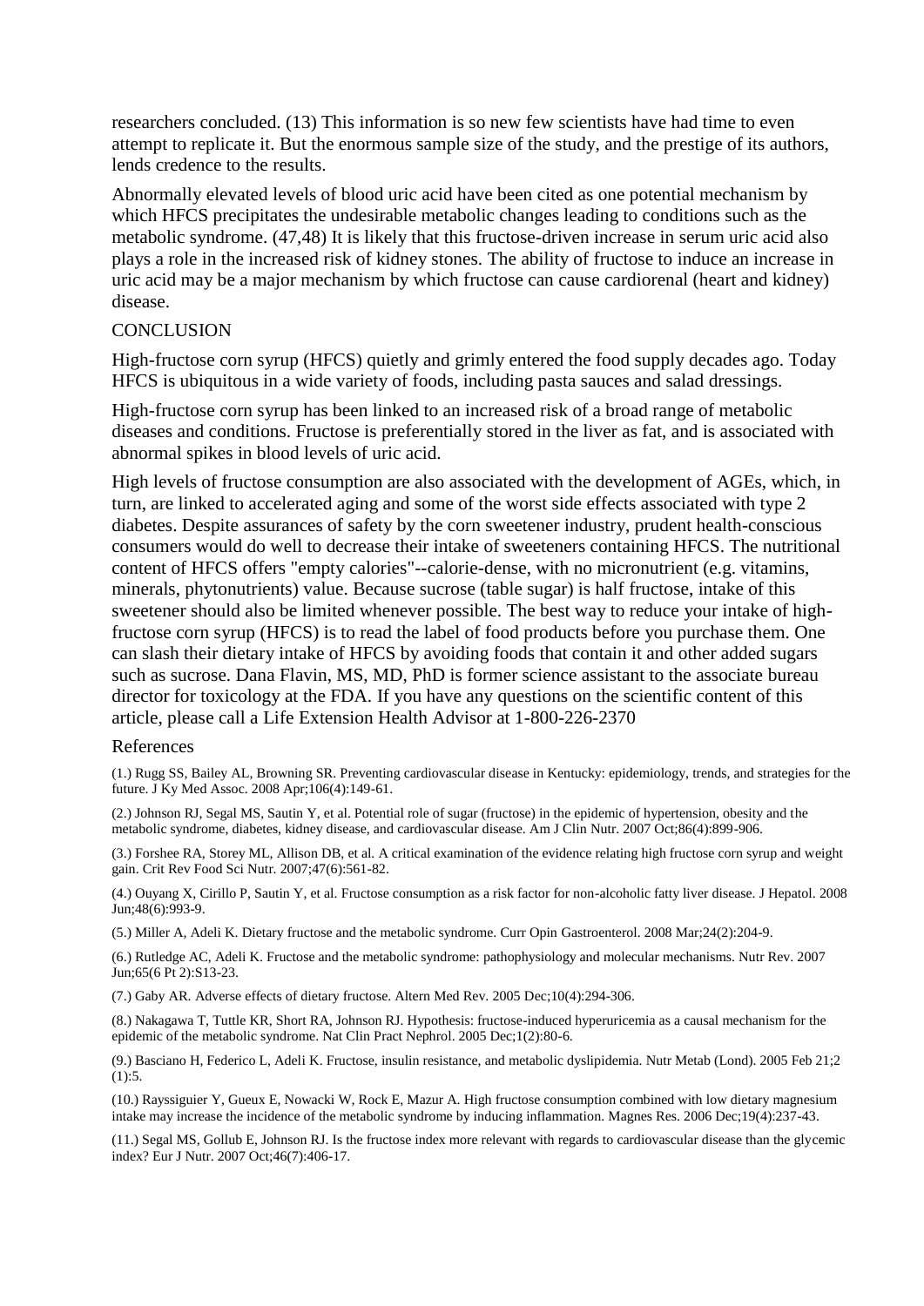researchers concluded. (13) This information is so new few scientists have had time to even attempt to replicate it. But the enormous sample size of the study, and the prestige of its authors, lends credence to the results.

Abnormally elevated levels of blood uric acid have been cited as one potential mechanism by which HFCS precipitates the undesirable metabolic changes leading to conditions such as the metabolic syndrome. (47,48) It is likely that this fructose-driven increase in serum uric acid also plays a role in the increased risk of kidney stones. The ability of fructose to induce an increase in uric acid may be a major mechanism by which fructose can cause cardiorenal (heart and kidney) disease.

## CONCLUSION

High-fructose corn syrup (HFCS) quietly and grimly entered the food supply decades ago. Today HFCS is ubiquitous in a wide variety of foods, including pasta sauces and salad dressings.

High-fructose corn syrup has been linked to an increased risk of a broad range of metabolic diseases and conditions. Fructose is preferentially stored in the liver as fat, and is associated with abnormal spikes in blood levels of uric acid.

High levels of fructose consumption are also associated with the development of AGEs, which, in turn, are linked to accelerated aging and some of the worst side effects associated with type 2 diabetes. Despite assurances of safety by the corn sweetener industry, prudent health-conscious consumers would do well to decrease their intake of sweeteners containing HFCS. The nutritional content of HFCS offers "empty calories"--calorie-dense, with no micronutrient (e.g. vitamins, minerals, phytonutrients) value. Because sucrose (table sugar) is half fructose, intake of this sweetener should also be limited whenever possible. The best way to reduce your intake of high-fructose corn syrup (HFCS) is to read the label of food products before you purchase them. One can slash their dietary intake of HFCS by avoiding foods that contain it and other added sugars such as sucrose. Dana Flavin, MS, MD, PhD is former science assistant to the associate bureau director for toxicology at the FDA. If you have any questions on the scientific content of this article, please call a Life Extension Health Advisor at 1-800-226-2370

## References

(1.) Rugg SS, Bailey AL, Browning SR. Preventing cardiovascular disease in Kentucky: epidemiology, trends, and strategies for the future. J Ky Med Assoc. 2008 Apr;106(4):149-61.

(2.) Johnson RJ, Segal MS, Sautin Y, et al. Potential role of sugar (fructose) in the epidemic of hypertension, obesity and the metabolic syndrome, diabetes, kidney disease, and cardiovascular disease. Am J Clin Nutr. 2007 Oct;86(4):899-906.

(3.) Forshee RA, Storey ML, Allison DB, et al. A critical examination of the evidence relating high fructose corn syrup and weight gain. Crit Rev Food Sci Nutr. 2007;47(6):561-82.

(4.) Ouyang X, Cirillo P, Sautin Y, et al. Fructose consumption as a risk factor for non-alcoholic fatty liver disease. J Hepatol. 2008 Jun;48(6):993-9.

(5.) Miller A, Adeli K. Dietary fructose and the metabolic syndrome. Curr Opin Gastroenterol. 2008 Mar;24(2):204-9.

(6.) Rutledge AC, Adeli K. Fructose and the metabolic syndrome: pathophysiology and molecular mechanisms. Nutr Rev. 2007 Jun;65(6 Pt 2):S13-23.

(7.) Gaby AR. Adverse effects of dietary fructose. Altern Med Rev. 2005 Dec;10(4):294-306.

(8.) Nakagawa T, Tuttle KR, Short RA, Johnson RJ. Hypothesis: fructose-induced hyperuricemia as a causal mechanism for the epidemic of the metabolic syndrome. Nat Clin Pract Nephrol. 2005 Dec;1(2):80-6.

(9.) Basciano H, Federico L, Adeli K. Fructose, insulin resistance, and metabolic dyslipidemia. Nutr Metab (Lond). 2005 Feb 21;2 (1):5.

(10.) Rayssiguier Y, Gueux E, Nowacki W, Rock E, Mazur A. High fructose consumption combined with low dietary magnesium intake may increase the incidence of the metabolic syndrome by inducing inflammation. Magnes Res. 2006 Dec;19(4):237-43.

(11.) Segal MS, Gollub E, Johnson RJ. Is the fructose index more relevant with regards to cardiovascular disease than the glycemic index? Eur J Nutr. 2007 Oct;46(7):406-17.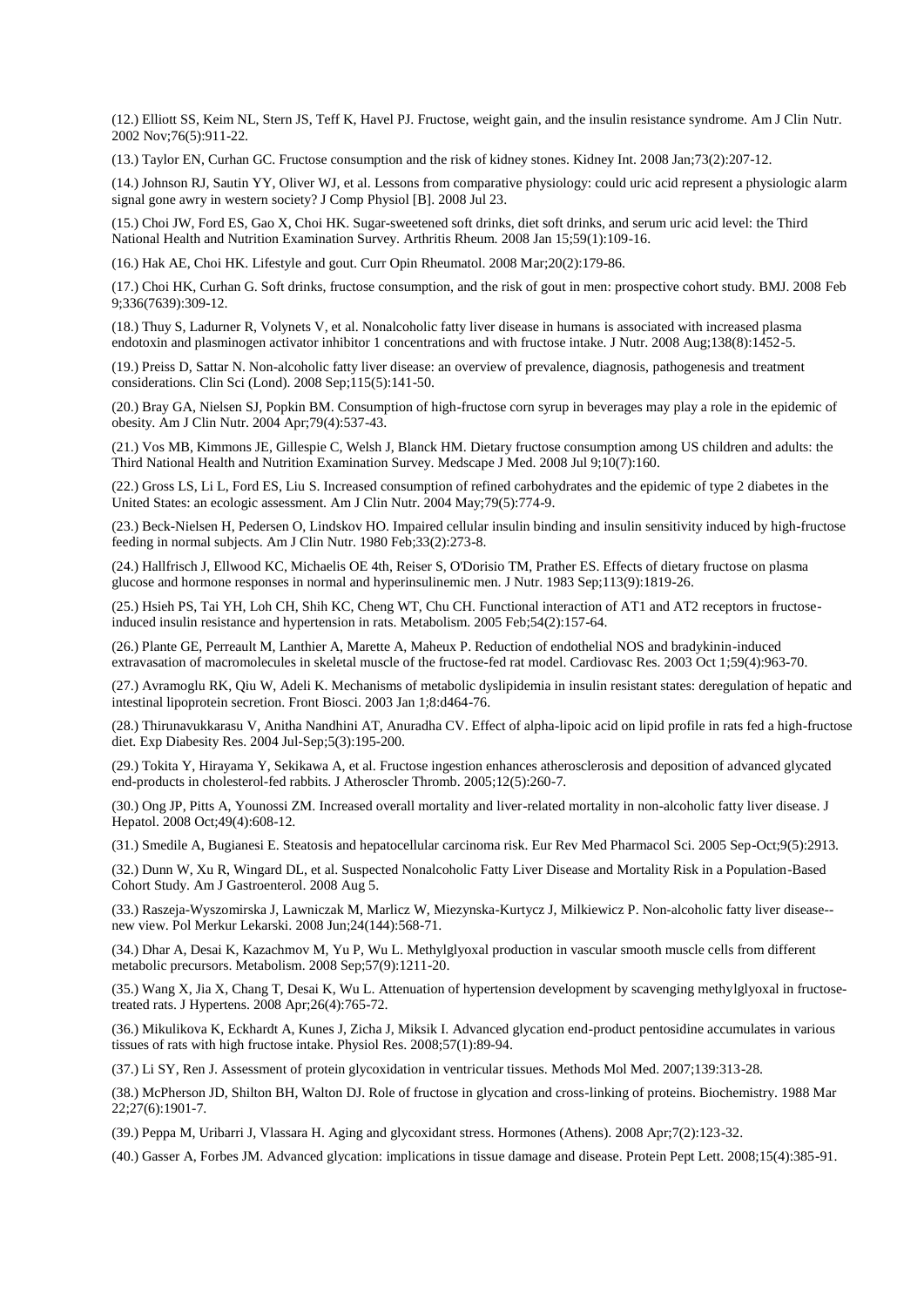(12.) Elliott SS, Keim NL, Stern JS, Teff K, Havel PJ. Fructose, weight gain, and the insulin resistance syndrome. Am J Clin Nutr. 2002 Nov;76(5):911-22.

(13.) Taylor EN, Curhan GC. Fructose consumption and the risk of kidney stones. Kidney Int. 2008 Jan;73(2):207-12.

(14.) Johnson RJ, Sautin YY, Oliver WJ, et al. Lessons from comparative physiology: could uric acid represent a physiologic alarm signal gone awry in western society? J Comp Physiol [B]. 2008 Jul 23.

(15.) Choi JW, Ford ES, Gao X, Choi HK. Sugar-sweetened soft drinks, diet soft drinks, and serum uric acid level: the Third National Health and Nutrition Examination Survey. Arthritis Rheum. 2008 Jan 15;59(1):109-16.

(16.) Hak AE, Choi HK. Lifestyle and gout. Curr Opin Rheumatol. 2008 Mar;20(2):179-86.

(17.) Choi HK, Curhan G. Soft drinks, fructose consumption, and the risk of gout in men: prospective cohort study. BMJ. 2008 Feb 9;336(7639):309-12.

(18.) Thuy S, Ladurner R, Volynets V, et al. Nonalcoholic fatty liver disease in humans is associated with increased plasma endotoxin and plasminogen activator inhibitor 1 concentrations and with fructose intake. J Nutr. 2008 Aug;138(8):1452-5.

(19.) Preiss D, Sattar N. Non-alcoholic fatty liver disease: an overview of prevalence, diagnosis, pathogenesis and treatment considerations. Clin Sci (Lond). 2008 Sep;115(5):141-50.

(20.) Bray GA, Nielsen SJ, Popkin BM. Consumption of high-fructose corn syrup in beverages may play a role in the epidemic of obesity. Am J Clin Nutr. 2004 Apr;79(4):537-43.

(21.) Vos MB, Kimmons JE, Gillespie C, Welsh J, Blanck HM. Dietary fructose consumption among US children and adults: the Third National Health and Nutrition Examination Survey. Medscape J Med. 2008 Jul 9;10(7):160.

(22.) Gross LS, Li L, Ford ES, Liu S. Increased consumption of refined carbohydrates and the epidemic of type 2 diabetes in the United States: an ecologic assessment. Am J Clin Nutr. 2004 May;79(5):774-9.

(23.) Beck-Nielsen H, Pedersen O, Lindskov HO. Impaired cellular insulin binding and insulin sensitivity induced by high-fructose feeding in normal subjects. Am J Clin Nutr. 1980 Feb;33(2):273-8.

(24.) Hallfrisch J, Ellwood KC, Michaelis OE 4th, Reiser S, O'Dorisio TM, Prather ES. Effects of dietary fructose on plasma glucose and hormone responses in normal and hyperinsulinemic men. J Nutr. 1983 Sep;113(9):1819-26.

(25.) Hsieh PS, Tai YH, Loh CH, Shih KC, Cheng WT, Chu CH. Functional interaction of AT1 and AT2 receptors in fructose-induced insulin resistance and hypertension in rats. Metabolism. 2005 Feb;54(2):157-64.

(26.) Plante GE, Perreault M, Lanthier A, Marette A, Maheux P. Reduction of endothelial NOS and bradykinin-induced extravasation of macromolecules in skeletal muscle of the fructose-fed rat model. Cardiovasc Res. 2003 Oct 1;59(4):963-70.

(27.) Avramoglu RK, Qiu W, Adeli K. Mechanisms of metabolic dyslipidemia in insulin resistant states: deregulation of hepatic and intestinal lipoprotein secretion. Front Biosci. 2003 Jan 1;8:d464-76.

(28.) Thirunavukkarasu V, Anitha Nandhini AT, Anuradha CV. Effect of alpha-lipoic acid on lipid profile in rats fed a high-fructose diet. Exp Diabesity Res. 2004 Jul-Sep;5(3):195-200.

(29.) Tokita Y, Hirayama Y, Sekikawa A, et al. Fructose ingestion enhances atherosclerosis and deposition of advanced glycated end-products in cholesterol-fed rabbits. J Atheroscler Thromb. 2005;12(5):260-7.

(30.) Ong JP, Pitts A, Younossi ZM. Increased overall mortality and liver-related mortality in non-alcoholic fatty liver disease. J Hepatol. 2008 Oct;49(4):608-12.

(31.) Smedile A, Bugianesi E. Steatosis and hepatocellular carcinoma risk. Eur Rev Med Pharmacol Sci. 2005 Sep-Oct;9(5):2913.

(32.) Dunn W, Xu R, Wingard DL, et al. Suspected Nonalcoholic Fatty Liver Disease and Mortality Risk in a Population-Based Cohort Study. Am J Gastroenterol. 2008 Aug 5.

(33.) Raszeja-Wyszomirska J, Lawniczak M, Marlicz W, Miezynska-Kurtycz J, Milkiewicz P. Non-alcoholic fatty liver disease--new view. Pol Merkur Lekarski. 2008 Jun;24(144):568-71.

(34.) Dhar A, Desai K, Kazachmov M, Yu P, Wu L. Methylglyoxal production in vascular smooth muscle cells from different metabolic precursors. Metabolism. 2008 Sep;57(9):1211-20.

(35.) Wang X, Jia X, Chang T, Desai K, Wu L. Attenuation of hypertension development by scavenging methylglyoxal in fructose-treated rats. J Hypertens. 2008 Apr;26(4):765-72.

(36.) Mikulikova K, Eckhardt A, Kunes J, Zicha J, Miksik I. Advanced glycation end-product pentosidine accumulates in various tissues of rats with high fructose intake. Physiol Res. 2008;57(1):89-94.

(37.) Li SY, Ren J. Assessment of protein glycoxidation in ventricular tissues. Methods Mol Med. 2007;139:313-28.

(38.) McPherson JD, Shilton BH, Walton DJ. Role of fructose in glycation and cross-linking of proteins. Biochemistry. 1988 Mar 22;27(6):1901-7.

(39.) Peppa M, Uribarri J, Vlassara H. Aging and glycoxidant stress. Hormones (Athens). 2008 Apr;7(2):123-32.

(40.) Gasser A, Forbes JM. Advanced glycation: implications in tissue damage and disease. Protein Pept Lett. 2008;15(4):385-91.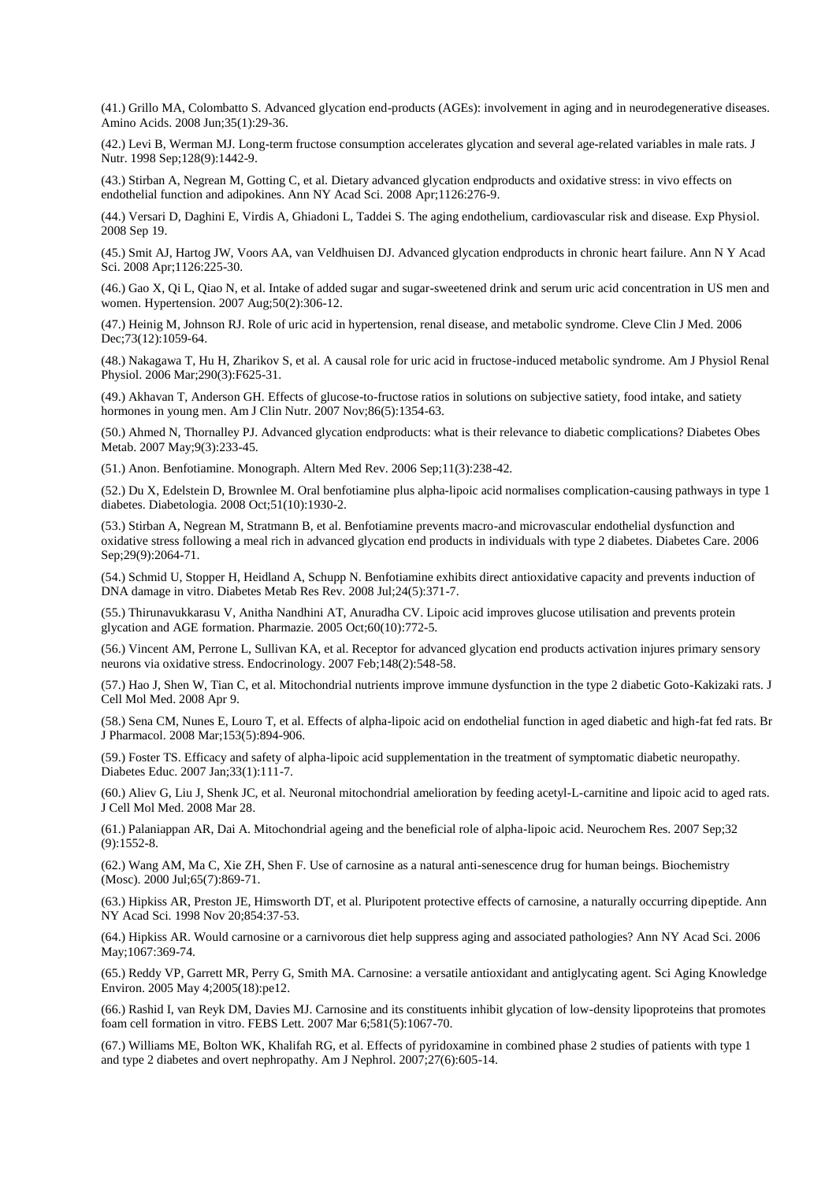(41.) Grillo MA, Colombatto S. Advanced glycation end-products (AGEs): involvement in aging and in neurodegenerative diseases. Amino Acids. 2008 Jun;35(1):29-36.

(42.) Levi B, Werman MJ. Long-term fructose consumption accelerates glycation and several age-related variables in male rats. J Nutr. 1998 Sep;128(9):1442-9.

(43.) Stirban A, Negrean M, Gotting C, et al. Dietary advanced glycation endproducts and oxidative stress: in vivo effects on endothelial function and adipokines. Ann NY Acad Sci. 2008 Apr;1126:276-9.

(44.) Versari D, Daghini E, Virdis A, Ghiadoni L, Taddei S. The aging endothelium, cardiovascular risk and disease. Exp Physiol. 2008 Sep 19.

(45.) Smit AJ, Hartog JW, Voors AA, van Veldhuisen DJ. Advanced glycation endproducts in chronic heart failure. Ann N Y Acad Sci. 2008 Apr;1126:225-30.

(46.) Gao X, Qi L, Qiao N, et al. Intake of added sugar and sugar-sweetened drink and serum uric acid concentration in US men and women. Hypertension. 2007 Aug;50(2):306-12.

(47.) Heinig M, Johnson RJ. Role of uric acid in hypertension, renal disease, and metabolic syndrome. Cleve Clin J Med. 2006 Dec;73(12):1059-64.

(48.) Nakagawa T, Hu H, Zharikov S, et al. A causal role for uric acid in fructose-induced metabolic syndrome. Am J Physiol Renal Physiol. 2006 Mar;290(3):F625-31.

(49.) Akhavan T, Anderson GH. Effects of glucose-to-fructose ratios in solutions on subjective satiety, food intake, and satiety hormones in young men. Am J Clin Nutr. 2007 Nov;86(5):1354-63.

(50.) Ahmed N, Thornalley PJ. Advanced glycation endproducts: what is their relevance to diabetic complications? Diabetes Obes Metab. 2007 May;9(3):233-45.

(51.) Anon. Benfotiamine. Monograph. Altern Med Rev. 2006 Sep;11(3):238-42.

(52.) Du X, Edelstein D, Brownlee M. Oral benfotiamine plus alpha-lipoic acid normalises complication-causing pathways in type 1 diabetes. Diabetologia. 2008 Oct;51(10):1930-2.

(53.) Stirban A, Negrean M, Stratmann B, et al. Benfotiamine prevents macro-and microvascular endothelial dysfunction and oxidative stress following a meal rich in advanced glycation end products in individuals with type 2 diabetes. Diabetes Care. 2006 Sep;29(9):2064-71.

(54.) Schmid U, Stopper H, Heidland A, Schupp N. Benfotiamine exhibits direct antioxidative capacity and prevents induction of DNA damage in vitro. Diabetes Metab Res Rev. 2008 Jul;24(5):371-7.

(55.) Thirunavukkarasu V, Anitha Nandhini AT, Anuradha CV. Lipoic acid improves glucose utilisation and prevents protein glycation and AGE formation. Pharmazie. 2005 Oct;60(10):772-5.

(56.) Vincent AM, Perrone L, Sullivan KA, et al. Receptor for advanced glycation end products activation injures primary sensory neurons via oxidative stress. Endocrinology. 2007 Feb;148(2):548-58.

(57.) Hao J, Shen W, Tian C, et al. Mitochondrial nutrients improve immune dysfunction in the type 2 diabetic Goto-Kakizaki rats. J Cell Mol Med. 2008 Apr 9.

(58.) Sena CM, Nunes E, Louro T, et al. Effects of alpha-lipoic acid on endothelial function in aged diabetic and high-fat fed rats. Br J Pharmacol. 2008 Mar;153(5):894-906.

(59.) Foster TS. Efficacy and safety of alpha-lipoic acid supplementation in the treatment of symptomatic diabetic neuropathy. Diabetes Educ. 2007 Jan;33(1):111-7.

(60.) Aliev G, Liu J, Shenk JC, et al. Neuronal mitochondrial amelioration by feeding acetyl-L-carnitine and lipoic acid to aged rats. J Cell Mol Med. 2008 Mar 28.

(61.) Palaniappan AR, Dai A. Mitochondrial ageing and the beneficial role of alpha-lipoic acid. Neurochem Res. 2007 Sep;32 (9):1552-8.

(62.) Wang AM, Ma C, Xie ZH, Shen F. Use of carnosine as a natural anti-senescence drug for human beings. Biochemistry (Mosc). 2000 Jul;65(7):869-71.

(63.) Hipkiss AR, Preston JE, Himsworth DT, et al. Pluripotent protective effects of carnosine, a naturally occurring dipeptide. Ann NY Acad Sci. 1998 Nov 20;854:37-53.

(64.) Hipkiss AR. Would carnosine or a carnivorous diet help suppress aging and associated pathologies? Ann NY Acad Sci. 2006 May;1067:369-74.

(65.) Reddy VP, Garrett MR, Perry G, Smith MA. Carnosine: a versatile antioxidant and antiglycating agent. Sci Aging Knowledge Environ. 2005 May 4;2005(18):pe12.

(66.) Rashid I, van Reyk DM, Davies MJ. Carnosine and its constituents inhibit glycation of low-density lipoproteins that promotes foam cell formation in vitro. FEBS Lett. 2007 Mar 6;581(5):1067-70.

(67.) Williams ME, Bolton WK, Khalifah RG, et al. Effects of pyridoxamine in combined phase 2 studies of patients with type 1 and type 2 diabetes and overt nephropathy. Am J Nephrol. 2007;27(6):605-14.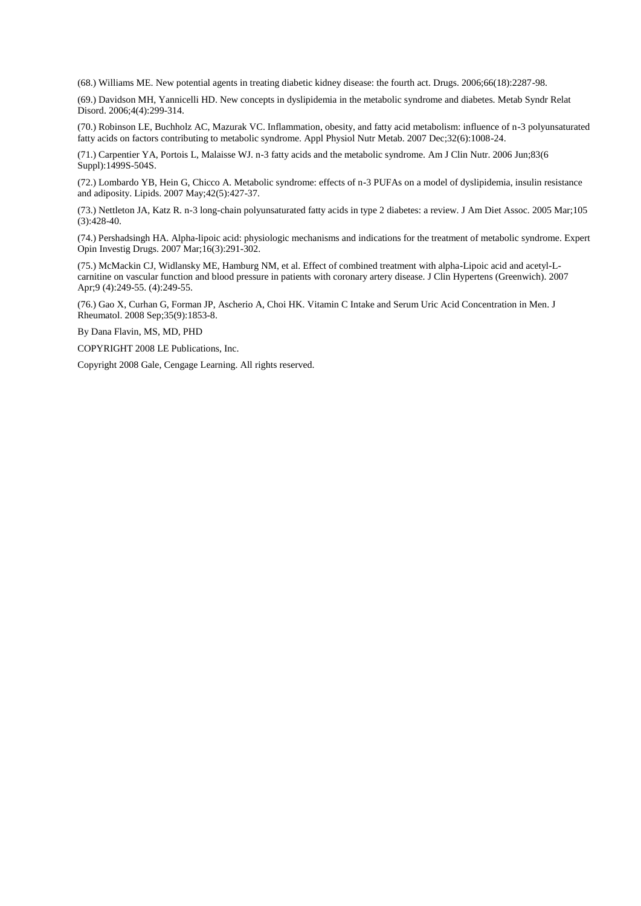(68.) Williams ME. New potential agents in treating diabetic kidney disease: the fourth act. Drugs. 2006;66(18):2287-98.

(69.) Davidson MH, Yannicelli HD. New concepts in dyslipidemia in the metabolic syndrome and diabetes. Metab Syndr Relat Disord. 2006;4(4):299-314.

(70.) Robinson LE, Buchholz AC, Mazurak VC. Inflammation, obesity, and fatty acid metabolism: influence of n-3 polyunsaturated fatty acids on factors contributing to metabolic syndrome. Appl Physiol Nutr Metab. 2007 Dec;32(6):1008-24.

(71.) Carpentier YA, Portois L, Malaisse WJ. n-3 fatty acids and the metabolic syndrome. Am J Clin Nutr. 2006 Jun;83(6 Suppl):1499S-504S.

(72.) Lombardo YB, Hein G, Chicco A. Metabolic syndrome: effects of n-3 PUFAs on a model of dyslipidemia, insulin resistance and adiposity. Lipids. 2007 May;42(5):427-37.

(73.) Nettleton JA, Katz R. n-3 long-chain polyunsaturated fatty acids in type 2 diabetes: a review. J Am Diet Assoc. 2005 Mar;105 (3):428-40.

(74.) Pershadsingh HA. Alpha-lipoic acid: physiologic mechanisms and indications for the treatment of metabolic syndrome. Expert Opin Investig Drugs. 2007 Mar;16(3):291-302.

(75.) McMackin CJ, Widlansky ME, Hamburg NM, et al. Effect of combined treatment with alpha-Lipoic acid and acetyl-L-carnitine on vascular function and blood pressure in patients with coronary artery disease. J Clin Hypertens (Greenwich). 2007 Apr;9 (4):249-55. (4):249-55.

(76.) Gao X, Curhan G, Forman JP, Ascherio A, Choi HK. Vitamin C Intake and Serum Uric Acid Concentration in Men. J Rheumatol. 2008 Sep;35(9):1853-8.

By Dana Flavin, MS, MD, PHD

COPYRIGHT 2008 LE Publications, Inc.

Copyright 2008 Gale, Cengage Learning. All rights reserved.